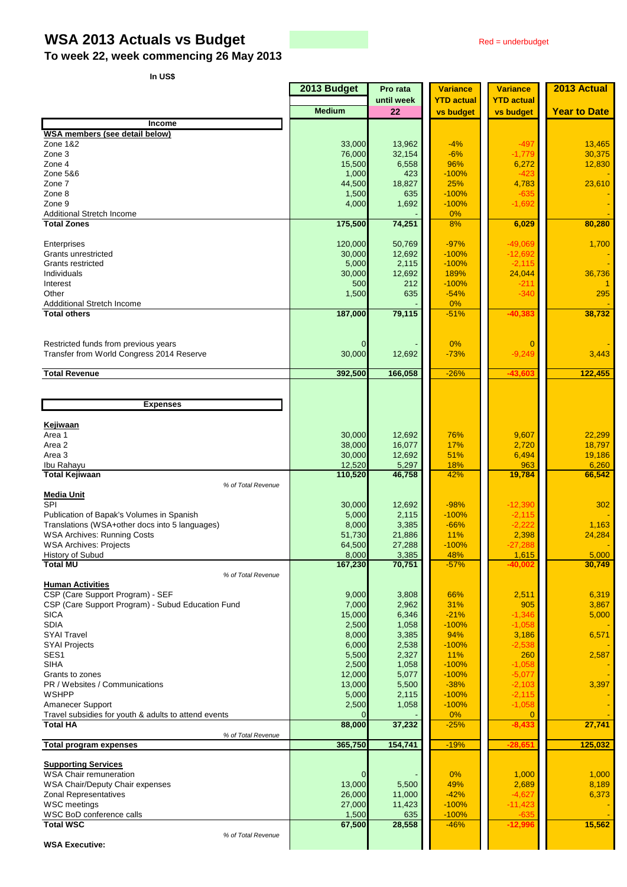# WSA 2013 Actuals vs Budget

Red = underbudget

## To week 22, week commencing 26 May 2013

**In US$**

| | 2013 Budget | Pro rata until week | Variance YTD actual vs budget | Variance YTD actual vs budget | 2013 Actual |
|---|---|---|---|---|---|
| | Medium | 22 | | | Year to Date |
| **Income** | | | | | |
| **WSA members (see detail below)** | | | | | |
| Zone 1&2 | 33,000 | 13,962 | -4% | -497 | 13,465 |
| Zone 3 | 76,000 | 32,154 | -6% | -1,779 | 30,375 |
| Zone 4 | 15,500 | 6,558 | 96% | 6,272 | 12,830 |
| Zone 5&6 | 1,000 | 423 | -100% | -423 | - |
| Zone 7 | 44,500 | 18,827 | 25% | 4,783 | 23,610 |
| Zone 8 | 1,500 | 635 | -100% | -635 | - |
| Zone 9 | 4,000 | 1,692 | -100% | -1,692 | - |
| Additional Stretch Income | | - | 0% | | - |
| **Total Zones** | **175,500** | **74,251** | 8% | **6,029** | **80,280** |
| Enterprises | 120,000 | 50,769 | -97% | -49,069 | 1,700 |
| Grants unrestricted | 30,000 | 12,692 | -100% | -12,692 | - |
| Grants restricted | 5,000 | 2,115 | -100% | -2,115 | - |
| Individuals | 30,000 | 12,692 | 189% | 24,044 | 36,736 |
| Interest | 500 | 212 | -100% | -211 | 1 |
| Other | 1,500 | 635 | -54% | -340 | 295 |
| Addditional Stretch Income | | - | 0% | | - |
| **Total others** | **187,000** | **79,115** | -51% | **-40,383** | **38,732** |
| Restricted funds from previous years | 0 | - | 0% | 0 | - |
| Transfer from World Congress 2014 Reserve | 30,000 | 12,692 | -73% | -9,249 | 3,443 |
| **Total Revenue** | **392,500** | **166,058** | -26% | **-43,603** | **122,455** |
| **Expenses** | | | | | |
| **Kejiwaan** | | | | | |
| Area 1 | 30,000 | 12,692 | 76% | 9,607 | 22,299 |
| Area 2 | 38,000 | 16,077 | 17% | 2,720 | 18,797 |
| Area 3 | 30,000 | 12,692 | 51% | 6,494 | 19,186 |
| Ibu Rahayu | 12,520 | 5,297 | 18% | 963 | 6,260 |
| **Total Kejiwaan** | **110,520** | **46,758** | 42% | **19,784** | **66,542** |
| *% of Total Revenue* | | | | | |
| **Media Unit** | | | | | |
| SPI | 30,000 | 12,692 | -98% | -12,390 | 302 |
| Publication of Bapak's Volumes in Spanish | 5,000 | 2,115 | -100% | -2,115 | - |
| Translations (WSA+other docs into 5 languages) | 8,000 | 3,385 | -66% | -2,222 | 1,163 |
| WSA Archives: Running Costs | 51,730 | 21,886 | 11% | 2,398 | 24,284 |
| WSA Archives: Projects | 64,500 | 27,288 | -100% | -27,288 | - |
| History of Subud | 8,000 | 3,385 | 48% | 1,615 | 5,000 |
| **Total MU** | **167,230** | **70,751** | -57% | **-40,002** | **30,749** |
| *% of Total Revenue* | | | | | |
| **Human Activities** | | | | | |
| CSP (Care Support Program) - SEF | 9,000 | 3,808 | 66% | 2,511 | 6,319 |
| CSP (Care Support Program) - Subud Education Fund | 7,000 | 2,962 | 31% | 905 | 3,867 |
| SICA | 15,000 | 6,346 | -21% | -1,346 | 5,000 |
| SDIA | 2,500 | 1,058 | -100% | -1,058 | - |
| SYAI Travel | 8,000 | 3,385 | 94% | 3,186 | 6,571 |
| SYAI Projects | 6,000 | 2,538 | -100% | -2,538 | - |
| SES1 | 5,500 | 2,327 | 11% | 260 | 2,587 |
| SIHA | 2,500 | 1,058 | -100% | -1,058 | - |
| Grants to zones | 12,000 | 5,077 | -100% | -5,077 | - |
| PR / Websites / Communications | 13,000 | 5,500 | -38% | -2,103 | 3,397 |
| WSHPP | 5,000 | 2,115 | -100% | -2,115 | - |
| Amanecer Support | 2,500 | 1,058 | -100% | -1,058 | - |
| Travel subsidies for youth & adults to attend events | 0 | - | 0% | 0 | - |
| **Total HA** | **88,000** | **37,232** | -25% | **-8,433** | **27,741** |
| *% of Total Revenue* | | | | | |
| **Total program expenses** | **365,750** | **154,741** | -19% | **-28,651** | **125,032** |
| **Supporting Services** | | | | | |
| WSA Chair remuneration | 0 | - | 0% | 1,000 | 1,000 |
| WSA Chair/Deputy Chair expenses | 13,000 | 5,500 | 49% | 2,689 | 8,189 |
| Zonal Representatives | 26,000 | 11,000 | -42% | -4,627 | 6,373 |
| WSC meetings | 27,000 | 11,423 | -100% | -11,423 | - |
| WSC BoD conference calls | 1,500 | 635 | -100% | -635 | - |
| **Total WSC** | **67,500** | **28,558** | -46% | **-12,996** | **15,562** |
| *% of Total Revenue* | | | | | |
| **WSA Executive:** | | | | | |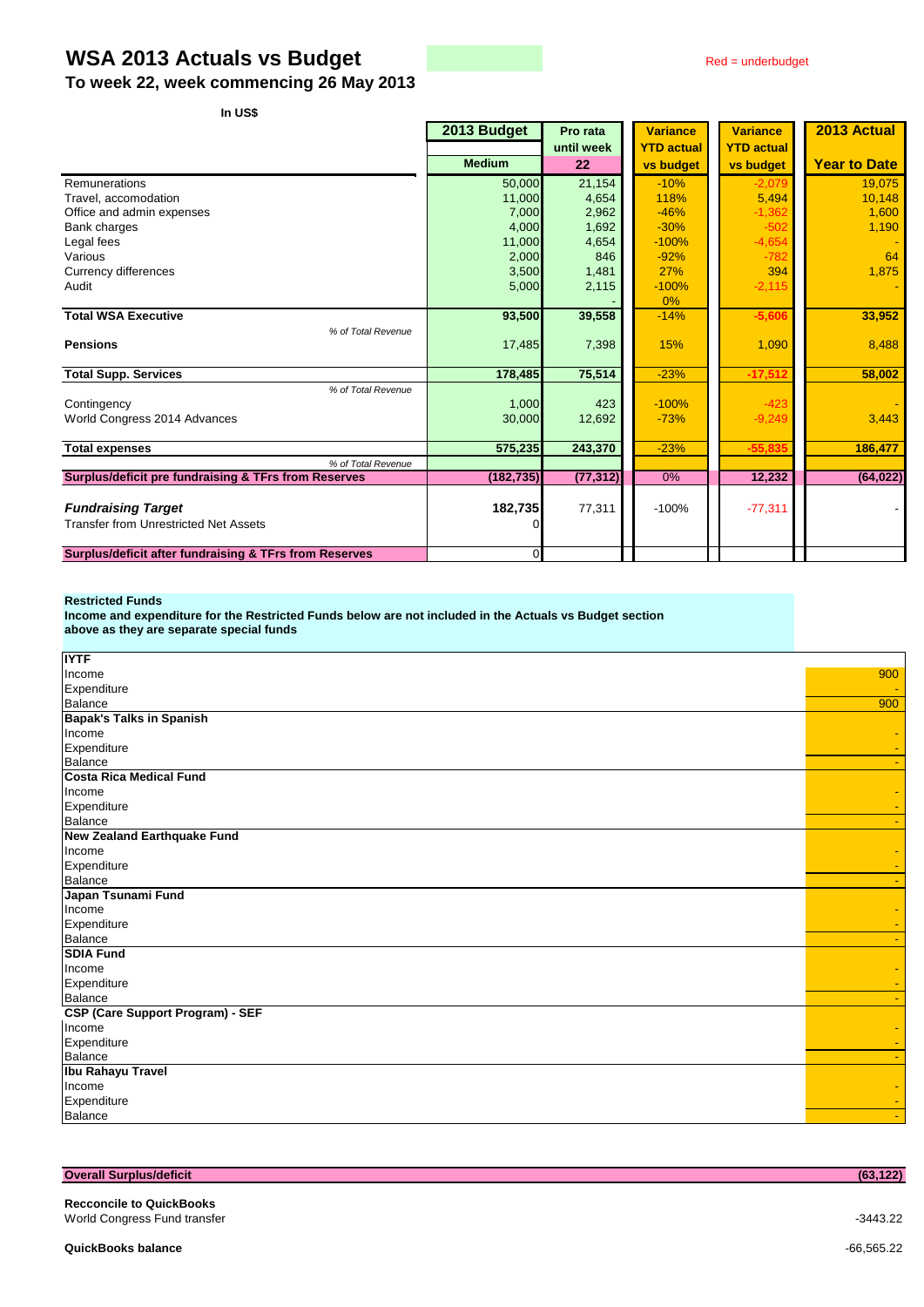# WSA 2013 Actuals vs Budget

## To week 22, week commencing 26 May 2013

Red = underbudget

In US$

| | 2013 Budget | Pro rata until week | Variance YTD actual vs budget | Variance YTD actual vs budget | 2013 Actual |
|---|---|---|---|---|---|
| | Medium | 22 | | | Year to Date |
| Remunerations | 50,000 | 21,154 | -10% | -2,079 | 19,075 |
| Travel, accomodation | 11,000 | 4,654 | 118% | 5,494 | 10,148 |
| Office and admin expenses | 7,000 | 2,962 | -46% | -1,362 | 1,600 |
| Bank charges | 4,000 | 1,692 | -30% | -502 | 1,190 |
| Legal fees | 11,000 | 4,654 | -100% | -4,654 | - |
| Various | 2,000 | 846 | -92% | -782 | 64 |
| Currency differences | 3,500 | 1,481 | 27% | 394 | 1,875 |
| Audit | 5,000 | 2,115 | -100% | -2,115 | - |
| | | - | 0% | | |
| **Total WSA Executive** | **93,500** | **39,558** | -14% | **-5,606** | **33,952** |
| *% of Total Revenue* | | | | | |
| **Pensions** | 17,485 | 7,398 | 15% | 1,090 | 8,488 |
| **Total Supp. Services** | **178,485** | **75,514** | -23% | **-17,512** | **58,002** |
| *% of Total Revenue* | | | | | |
| Contingency | 1,000 | 423 | -100% | -423 | - |
| World Congress 2014 Advances | 30,000 | 12,692 | -73% | -9,249 | 3,443 |
| **Total expenses** | **575,235** | **243,370** | -23% | **-55,835** | **186,477** |
| *% of Total Revenue* | | | | | |
| **Surplus/deficit pre fundraising & TFrs from Reserves** | **(182,735)** | **(77,312)** | 0% | **12,232** | **(64,022)** |
| ***Fundraising Target*** | **182,735** | 77,311 | -100% | -77,311 | - |
| Transfer from Unrestricted Net Assets | 0 | | | | |
| **Surplus/deficit after fundraising & TFrs from Reserves** | 0 | | | | |

**Restricted Funds**
**Income and expenditure for the Restricted Funds below are not included in the Actuals vs Budget section above as they are separate special funds**

| | |
|---|---|
| **IYTF** | |
| Income | 900 |
| Expenditure | - |
| Balance | 900 |
| **Bapak's Talks in Spanish** | |
| Income | - |
| Expenditure | - |
| Balance | - |
| **Costa Rica Medical Fund** | |
| Income | - |
| Expenditure | - |
| Balance | - |
| **New Zealand Earthquake Fund** | |
| Income | - |
| Expenditure | - |
| Balance | - |
| **Japan Tsunami Fund** | |
| Income | - |
| Expenditure | - |
| Balance | - |
| **SDIA Fund** | |
| Income | - |
| Expenditure | - |
| Balance | - |
| **CSP (Care Support Program) - SEF** | |
| Income | - |
| Expenditure | - |
| Balance | - |
| **Ibu Rahayu Travel** | |
| Income | - |
| Expenditure | - |
| Balance | - |

| | |
|---|---|
| **Overall Surplus/deficit** | **(63,122)** |
| **Recconcile to QuickBooks** | |
| World Congress Fund transfer | -3443.22 |
| **QuickBooks balance** | -66,565.22 |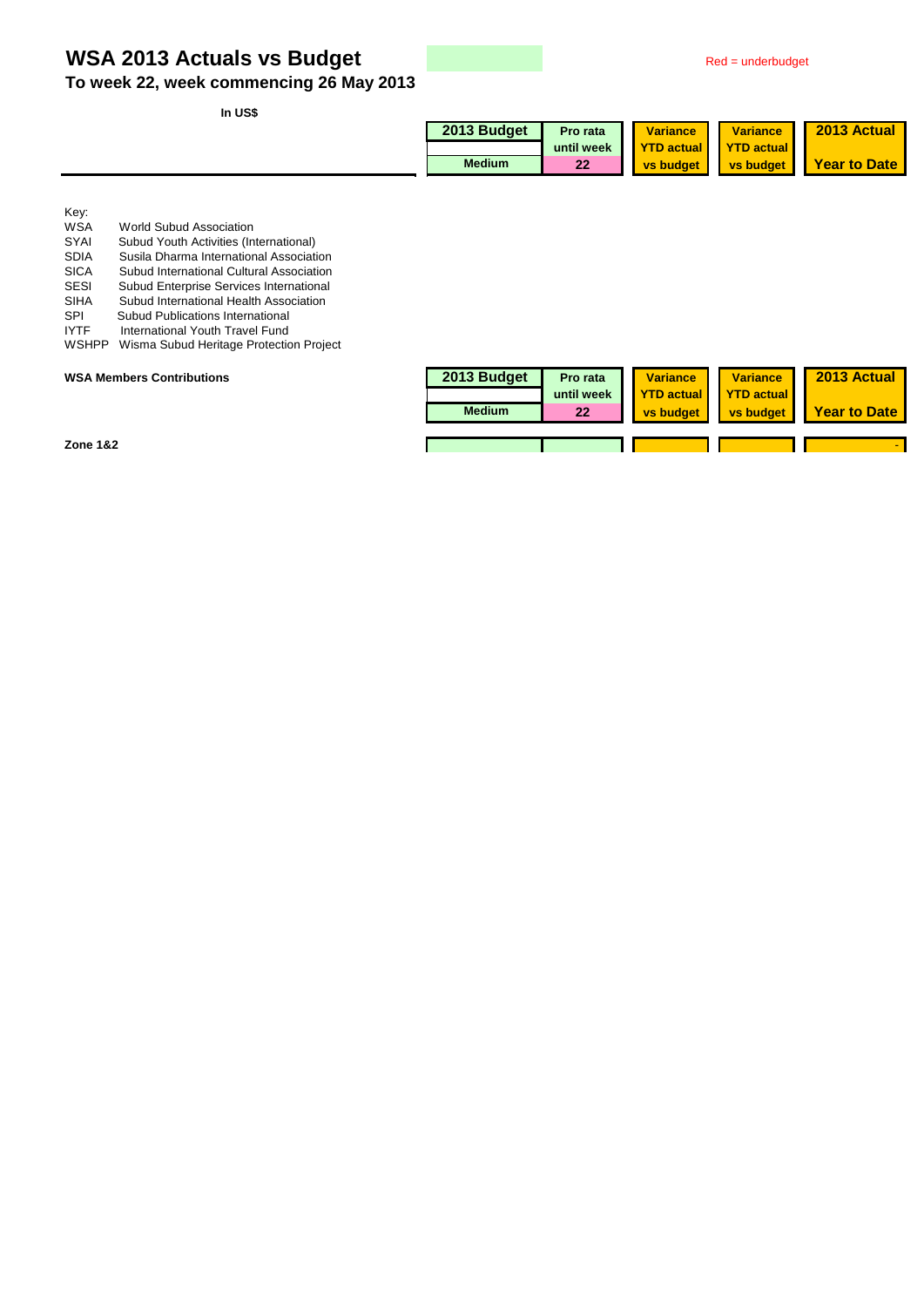# WSA 2013 Actuals vs Budget

## To week 22, week commencing 26 May 2013

Red = underbudget

**In US$**

| | 2013 Budget | Pro rata until week | Variance YTD actual vs budget | Variance YTD actual vs budget | 2013 Actual Year to Date |
|---|---|---|---|---|---|
| | Medium | 22 | | | |

Key:

| | |
|---|---|
| WSA | World Subud Association |
| SYAI | Subud Youth Activities (International) |
| SDIA | Susila Dharma International Association |
| SICA | Subud International Cultural Association |
| SESI | Subud Enterprise Services International |
| SIHA | Subud International Health Association |
| SPI | Subud Publications International |
| IYTF | International Youth Travel Fund |
| WSHPP | Wisma Subud Heritage Protection Project |

| WSA Members Contributions | 2013 Budget | Pro rata until week | Variance YTD actual vs budget | Variance YTD actual vs budget | 2013 Actual Year to Date |
|---|---|---|---|---|---|
| | Medium | 22 | | | |
| **Zone 1&2** | | | | | - |